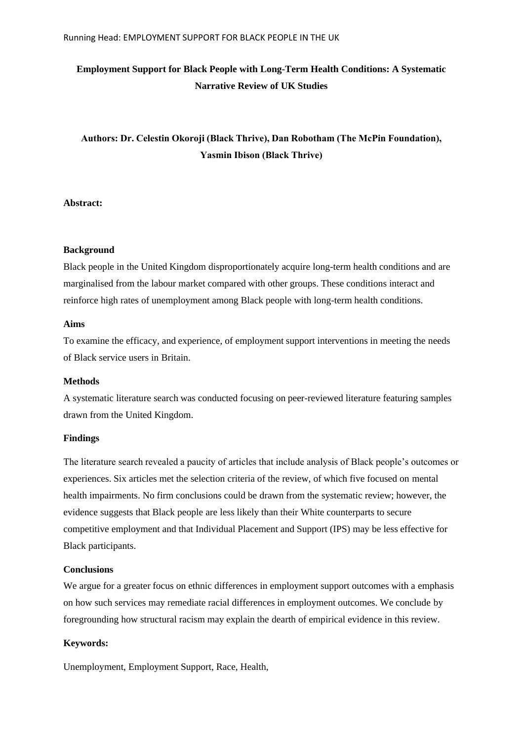# Employment Support for Black People with Long-Term Health Conditions: A Systematic Narrative Review of UK Studies

**Authors: Dr. Celestin Okoroji (Black Thrive), Dan Robotham (The McPin Foundation), Yasmin Ibison (Black Thrive)**

**Abstract:**

**Background**

Black people in the United Kingdom disproportionately acquire long-term health conditions and are marginalised from the labour market compared with other groups. These conditions interact and reinforce high rates of unemployment among Black people with long-term health conditions.

**Aims**

To examine the efficacy, and experience, of employment support interventions in meeting the needs of Black service users in Britain.

**Methods**

A systematic literature search was conducted focusing on peer-reviewed literature featuring samples drawn from the United Kingdom.

**Findings**

The literature search revealed a paucity of articles that include analysis of Black people's outcomes or experiences. Six articles met the selection criteria of the review, of which five focused on mental health impairments. No firm conclusions could be drawn from the systematic review; however, the evidence suggests that Black people are less likely than their White counterparts to secure competitive employment and that Individual Placement and Support (IPS) may be less effective for Black participants.

**Conclusions**

We argue for a greater focus on ethnic differences in employment support outcomes with a emphasis on how such services may remediate racial differences in employment outcomes. We conclude by foregrounding how structural racism may explain the dearth of empirical evidence in this review.

**Keywords:**

Unemployment, Employment Support, Race, Health,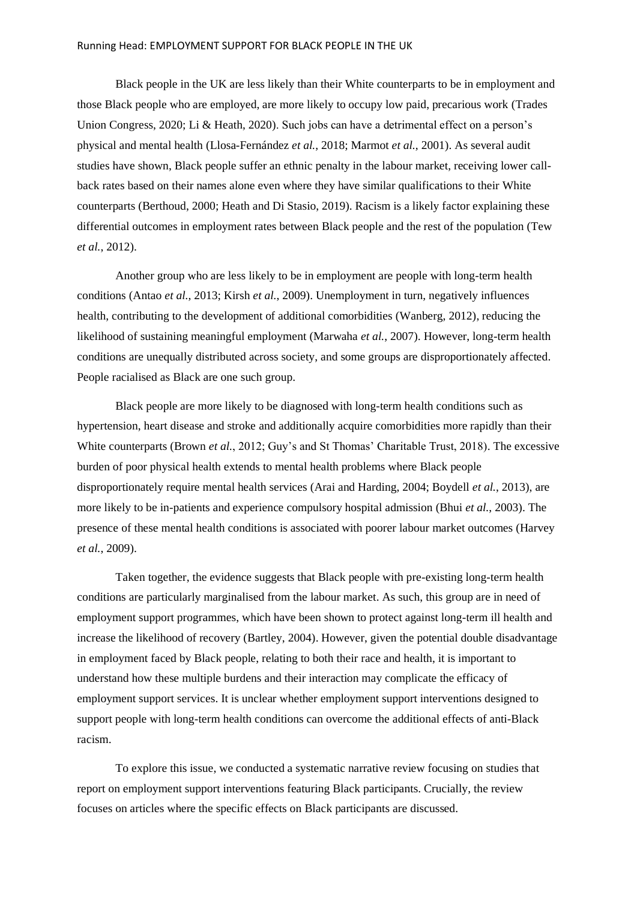Black people in the UK are less likely than their White counterparts to be in employment and those Black people who are employed, are more likely to occupy low paid, precarious work (Trades Union Congress, 2020; Li & Heath, 2020). Such jobs can have a detrimental effect on a person's physical and mental health (Llosa-Fernández *et al.*, 2018; Marmot *et al.*, 2001). As several audit studies have shown, Black people suffer an ethnic penalty in the labour market, receiving lower call-back rates based on their names alone even where they have similar qualifications to their White counterparts (Berthoud, 2000; Heath and Di Stasio, 2019). Racism is a likely factor explaining these differential outcomes in employment rates between Black people and the rest of the population (Tew *et al.*, 2012).

Another group who are less likely to be in employment are people with long-term health conditions (Antao *et al.*, 2013; Kirsh *et al.*, 2009). Unemployment in turn, negatively influences health, contributing to the development of additional comorbidities (Wanberg, 2012), reducing the likelihood of sustaining meaningful employment (Marwaha *et al.*, 2007). However, long-term health conditions are unequally distributed across society, and some groups are disproportionately affected. People racialised as Black are one such group.

Black people are more likely to be diagnosed with long-term health conditions such as hypertension, heart disease and stroke and additionally acquire comorbidities more rapidly than their White counterparts (Brown *et al.*, 2012; Guy's and St Thomas' Charitable Trust, 2018). The excessive burden of poor physical health extends to mental health problems where Black people disproportionately require mental health services (Arai and Harding, 2004; Boydell *et al.*, 2013), are more likely to be in-patients and experience compulsory hospital admission (Bhui *et al.*, 2003). The presence of these mental health conditions is associated with poorer labour market outcomes (Harvey *et al.*, 2009).

Taken together, the evidence suggests that Black people with pre-existing long-term health conditions are particularly marginalised from the labour market. As such, this group are in need of employment support programmes, which have been shown to protect against long-term ill health and increase the likelihood of recovery (Bartley, 2004). However, given the potential double disadvantage in employment faced by Black people, relating to both their race and health, it is important to understand how these multiple burdens and their interaction may complicate the efficacy of employment support services. It is unclear whether employment support interventions designed to support people with long-term health conditions can overcome the additional effects of anti-Black racism.

To explore this issue, we conducted a systematic narrative review focusing on studies that report on employment support interventions featuring Black participants. Crucially, the review focuses on articles where the specific effects on Black participants are discussed.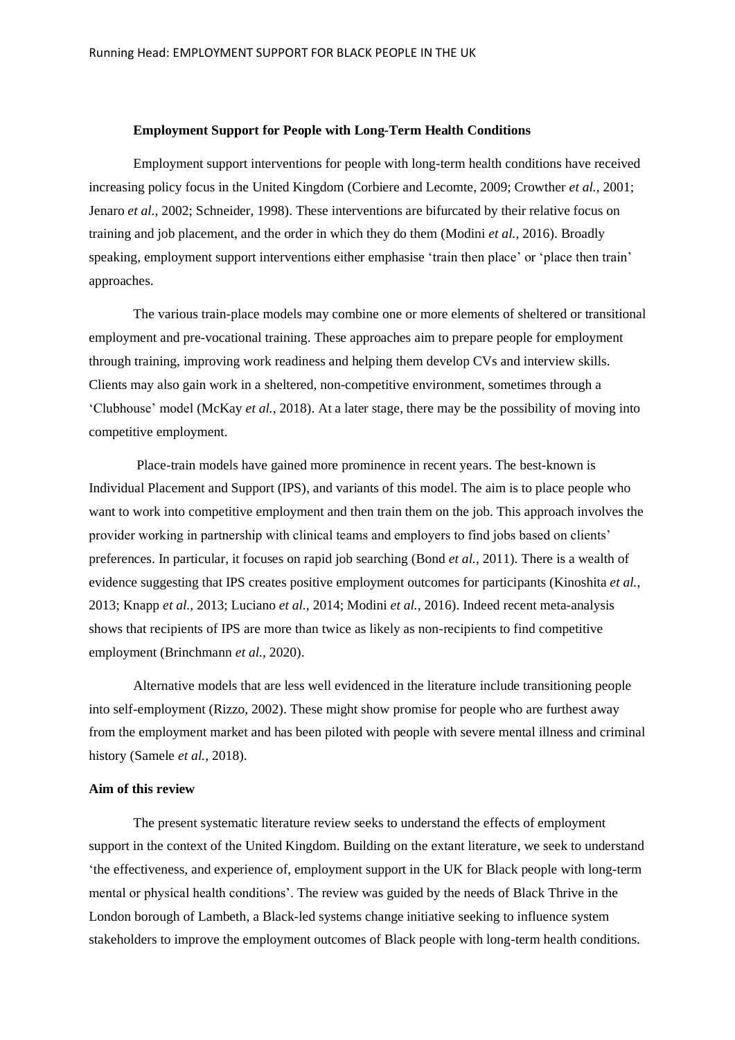## Employment Support for People with Long-Term Health Conditions

Employment support interventions for people with long-term health conditions have received increasing policy focus in the United Kingdom (Corbiere and Lecomte, 2009; Crowther *et al.*, 2001; Jenaro *et al.*, 2002; Schneider, 1998). These interventions are bifurcated by their relative focus on training and job placement, and the order in which they do them (Modini *et al.*, 2016). Broadly speaking, employment support interventions either emphasise 'train then place' or 'place then train' approaches.

The various train-place models may combine one or more elements of sheltered or transitional employment and pre-vocational training. These approaches aim to prepare people for employment through training, improving work readiness and helping them develop CVs and interview skills. Clients may also gain work in a sheltered, non-competitive environment, sometimes through a 'Clubhouse' model (McKay *et al.*, 2018). At a later stage, there may be the possibility of moving into competitive employment.

Place-train models have gained more prominence in recent years. The best-known is Individual Placement and Support (IPS), and variants of this model. The aim is to place people who want to work into competitive employment and then train them on the job. This approach involves the provider working in partnership with clinical teams and employers to find jobs based on clients' preferences. In particular, it focuses on rapid job searching (Bond *et al.*, 2011). There is a wealth of evidence suggesting that IPS creates positive employment outcomes for participants (Kinoshita *et al.*, 2013; Knapp *et al.*, 2013; Luciano *et al.*, 2014; Modini *et al.*, 2016). Indeed recent meta-analysis shows that recipients of IPS are more than twice as likely as non-recipients to find competitive employment (Brinchmann *et al.*, 2020).

Alternative models that are less well evidenced in the literature include transitioning people into self-employment (Rizzo, 2002). These might show promise for people who are furthest away from the employment market and has been piloted with people with severe mental illness and criminal history (Samele *et al.*, 2018).

### Aim of this review

The present systematic literature review seeks to understand the effects of employment support in the context of the United Kingdom. Building on the extant literature, we seek to understand 'the effectiveness, and experience of, employment support in the UK for Black people with long-term mental or physical health conditions'. The review was guided by the needs of Black Thrive in the London borough of Lambeth, a Black-led systems change initiative seeking to influence system stakeholders to improve the employment outcomes of Black people with long-term health conditions.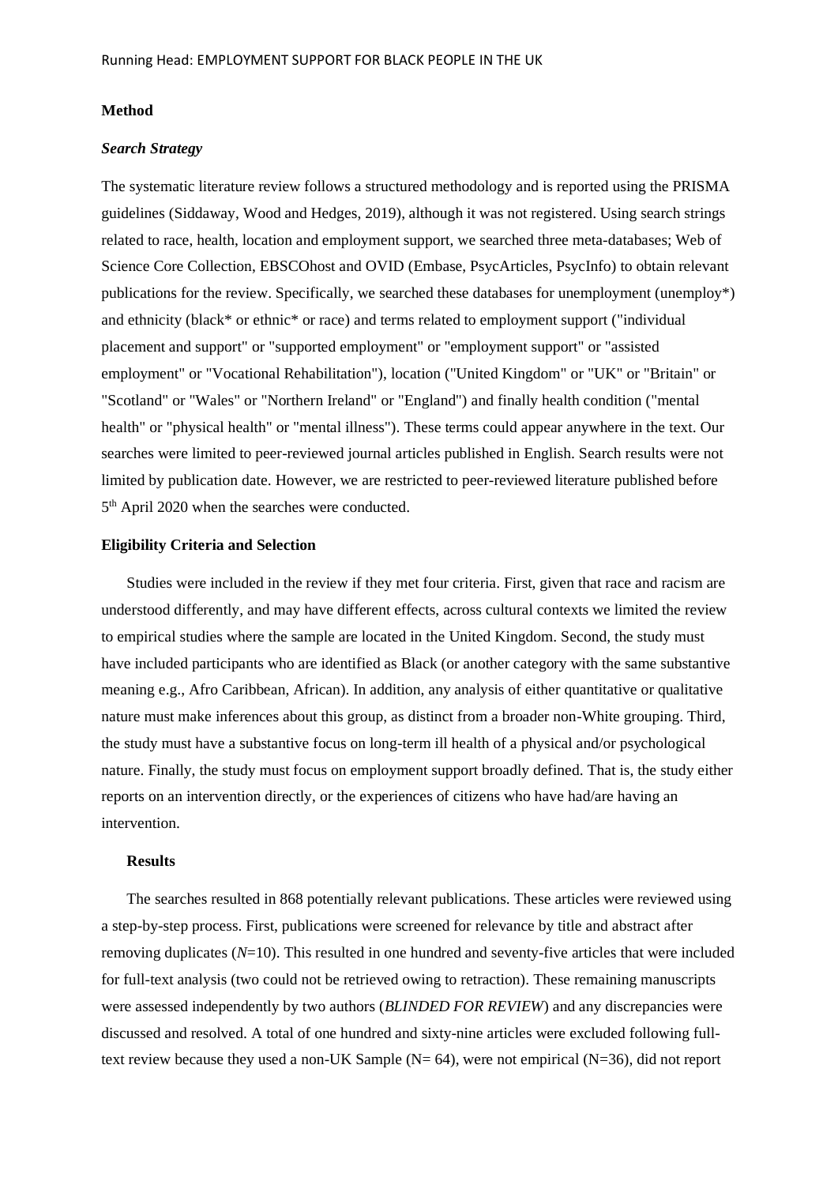## Method

### *Search Strategy*

The systematic literature review follows a structured methodology and is reported using the PRISMA guidelines (Siddaway, Wood and Hedges, 2019), although it was not registered. Using search strings related to race, health, location and employment support, we searched three meta-databases; Web of Science Core Collection, EBSCOhost and OVID (Embase, PsycArticles, PsycInfo) to obtain relevant publications for the review. Specifically, we searched these databases for unemployment (unemploy*) and ethnicity (black* or ethnic* or race) and terms related to employment support ("individual placement and support" or "supported employment" or "employment support" or "assisted employment" or "Vocational Rehabilitation"), location ("United Kingdom" or "UK" or "Britain" or "Scotland" or "Wales" or "Northern Ireland" or "England") and finally health condition ("mental health" or "physical health" or "mental illness"). These terms could appear anywhere in the text. Our searches were limited to peer-reviewed journal articles published in English. Search results were not limited by publication date. However, we are restricted to peer-reviewed literature published before 5th April 2020 when the searches were conducted.

## Eligibility Criteria and Selection

Studies were included in the review if they met four criteria. First, given that race and racism are understood differently, and may have different effects, across cultural contexts we limited the review to empirical studies where the sample are located in the United Kingdom. Second, the study must have included participants who are identified as Black (or another category with the same substantive meaning e.g., Afro Caribbean, African). In addition, any analysis of either quantitative or qualitative nature must make inferences about this group, as distinct from a broader non-White grouping. Third, the study must have a substantive focus on long-term ill health of a physical and/or psychological nature. Finally, the study must focus on employment support broadly defined. That is, the study either reports on an intervention directly, or the experiences of citizens who have had/are having an intervention.

## Results

The searches resulted in 868 potentially relevant publications. These articles were reviewed using a step-by-step process. First, publications were screened for relevance by title and abstract after removing duplicates (*N*=10). This resulted in one hundred and seventy-five articles that were included for full-text analysis (two could not be retrieved owing to retraction). These remaining manuscripts were assessed independently by two authors (*BLINDED FOR REVIEW*) and any discrepancies were discussed and resolved. A total of one hundred and sixty-nine articles were excluded following full-text review because they used a non-UK Sample (N= 64), were not empirical (N=36), did not report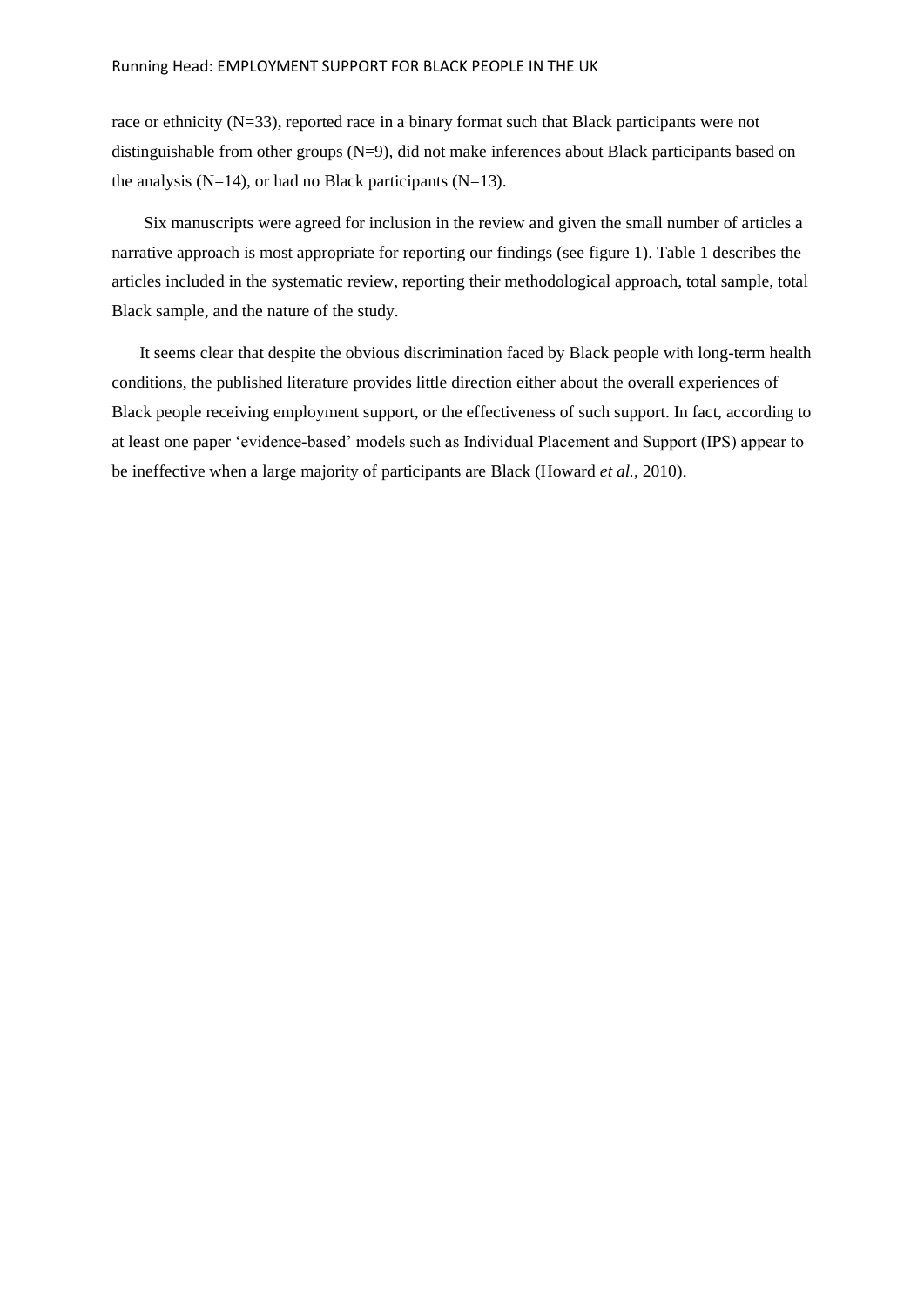race or ethnicity (N=33), reported race in a binary format such that Black participants were not distinguishable from other groups (N=9), did not make inferences about Black participants based on the analysis (N=14), or had no Black participants (N=13).

Six manuscripts were agreed for inclusion in the review and given the small number of articles a narrative approach is most appropriate for reporting our findings (see figure 1). Table 1 describes the articles included in the systematic review, reporting their methodological approach, total sample, total Black sample, and the nature of the study.

It seems clear that despite the obvious discrimination faced by Black people with long-term health conditions, the published literature provides little direction either about the overall experiences of Black people receiving employment support, or the effectiveness of such support. In fact, according to at least one paper 'evidence-based' models such as Individual Placement and Support (IPS) appear to be ineffective when a large majority of participants are Black (Howard *et al.*, 2010).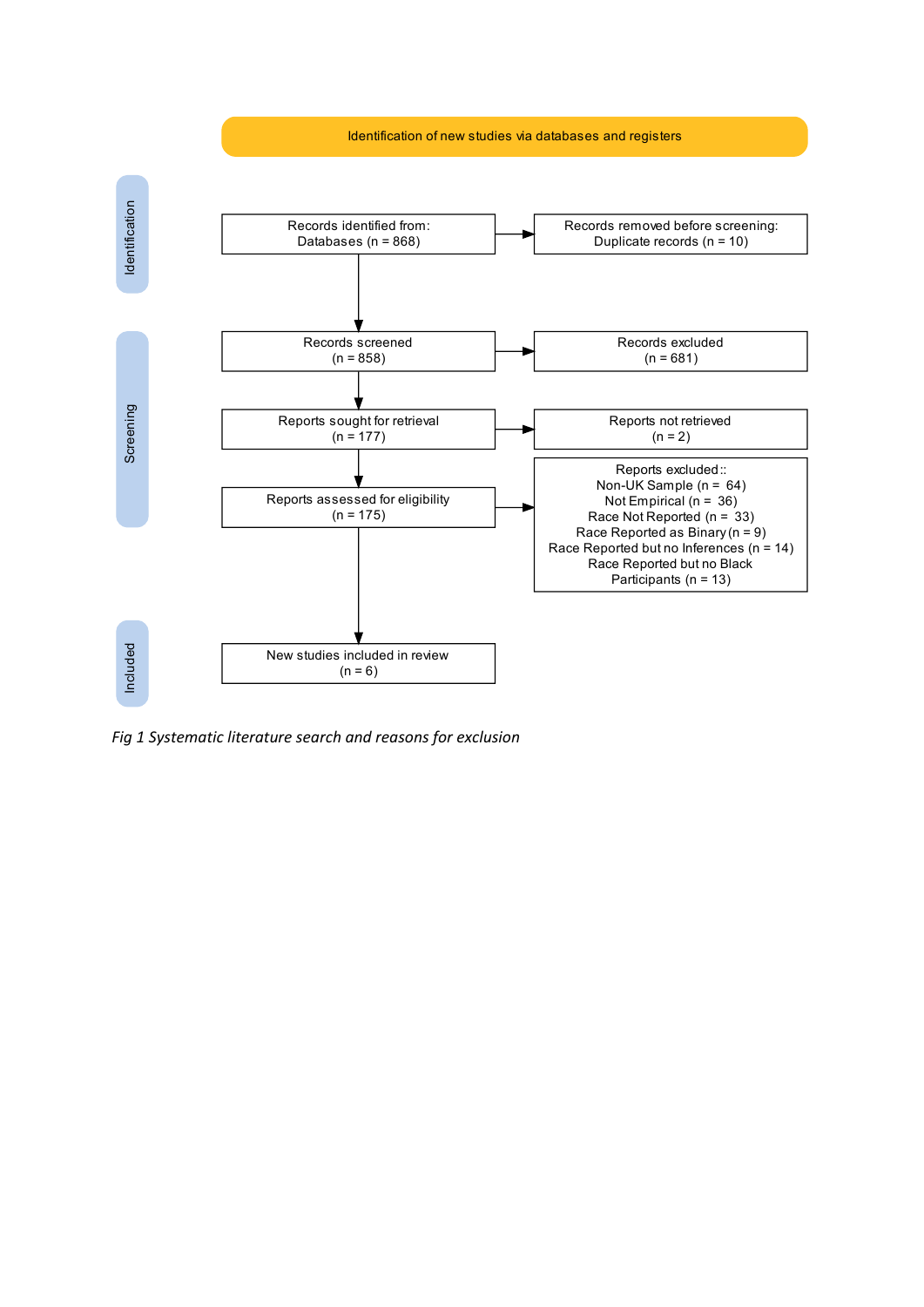**Identification of new studies via databases and registers**

**Identification**

Records identified from:
Databases (n = 868)

→ Records removed before screening:
Duplicate records (n = 10)

**Screening**

Records screened
(n = 858)

→ Records excluded
(n = 681)

Reports sought for retrieval
(n = 177)

→ Reports not retrieved
(n = 2)

Reports assessed for eligibility
(n = 175)

→ Reports excluded::
Non-UK Sample (n = 64)
Not Empirical (n = 36)
Race Not Reported (n = 33)
Race Reported as Binary (n = 9)
Race Reported but no Inferences (n = 14)
Race Reported but no Black Participants (n = 13)

**Included**

New studies included in review
(n = 6)

*Fig 1 Systematic literature search and reasons for exclusion*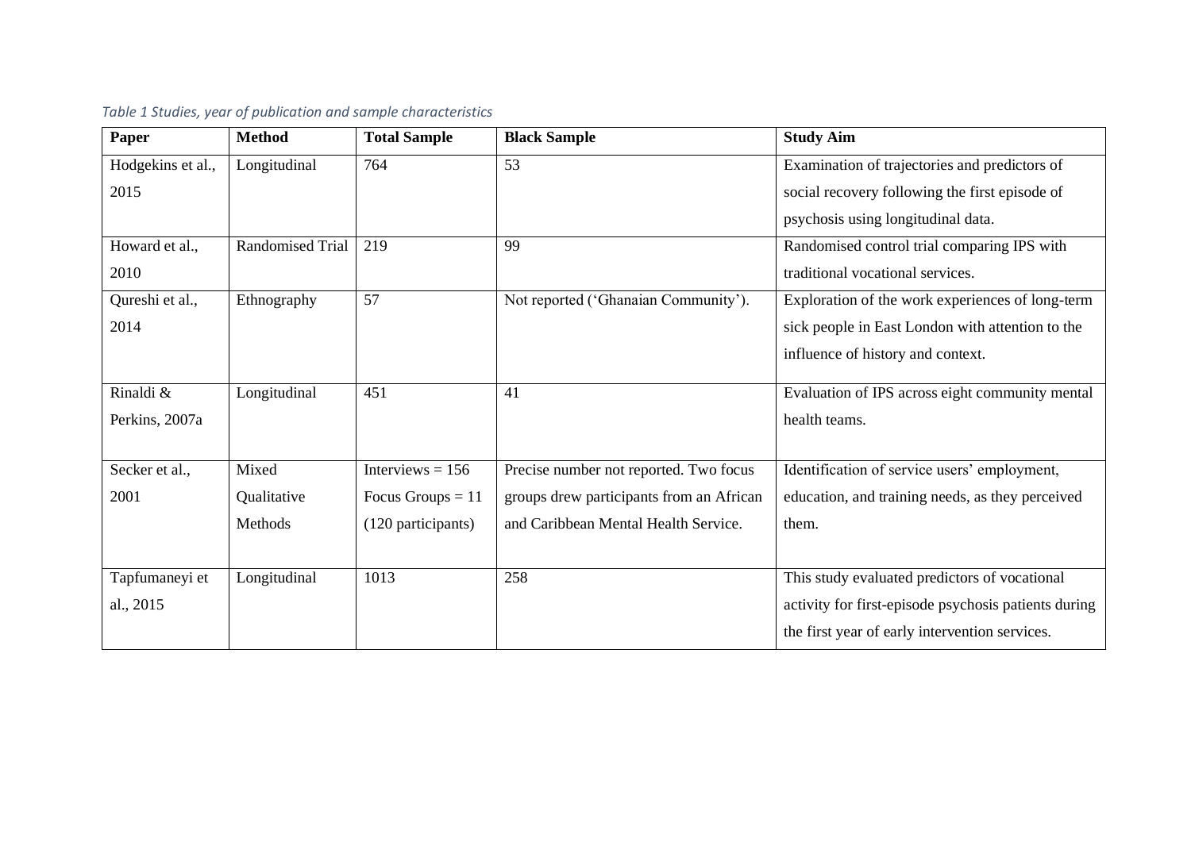*Table 1 Studies, year of publication and sample characteristics*

| Paper | Method | Total Sample | Black Sample | Study Aim |
|---|---|---|---|---|
| Hodgekins et al., 2015 | Longitudinal | 764 | 53 | Examination of trajectories and predictors of social recovery following the first episode of psychosis using longitudinal data. |
| Howard et al., 2010 | Randomised Trial | 219 | 99 | Randomised control trial comparing IPS with traditional vocational services. |
| Qureshi et al., 2014 | Ethnography | 57 | Not reported ('Ghanaian Community'). | Exploration of the work experiences of long-term sick people in East London with attention to the influence of history and context. |
| Rinaldi & Perkins, 2007a | Longitudinal | 451 | 41 | Evaluation of IPS across eight community mental health teams. |
| Secker et al., 2001 | Mixed Qualitative Methods | Interviews = 156 Focus Groups = 11 (120 participants) | Precise number not reported. Two focus groups drew participants from an African and Caribbean Mental Health Service. | Identification of service users' employment, education, and training needs, as they perceived them. |
| Tapfumaneyi et al., 2015 | Longitudinal | 1013 | 258 | This study evaluated predictors of vocational activity for first-episode psychosis patients during the first year of early intervention services. |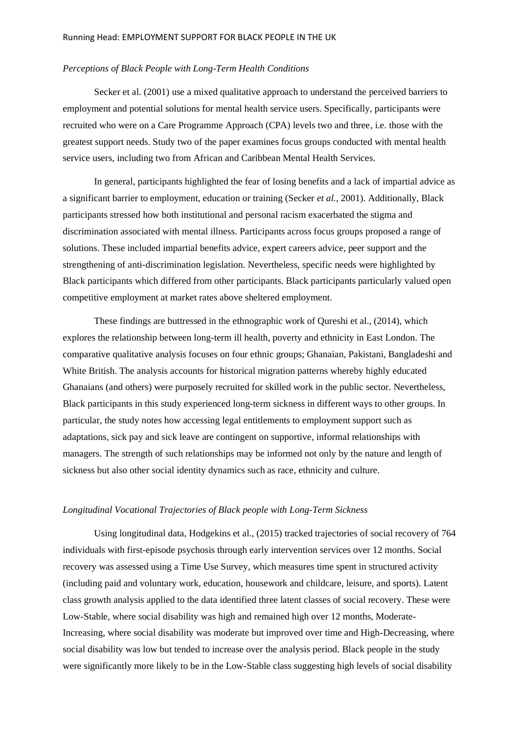*Perceptions of Black People with Long-Term Health Conditions*

Secker et al. (2001) use a mixed qualitative approach to understand the perceived barriers to employment and potential solutions for mental health service users. Specifically, participants were recruited who were on a Care Programme Approach (CPA) levels two and three, i.e. those with the greatest support needs. Study two of the paper examines focus groups conducted with mental health service users, including two from African and Caribbean Mental Health Services.

In general, participants highlighted the fear of losing benefits and a lack of impartial advice as a significant barrier to employment, education or training (Secker *et al.*, 2001). Additionally, Black participants stressed how both institutional and personal racism exacerbated the stigma and discrimination associated with mental illness. Participants across focus groups proposed a range of solutions. These included impartial benefits advice, expert careers advice, peer support and the strengthening of anti-discrimination legislation. Nevertheless, specific needs were highlighted by Black participants which differed from other participants. Black participants particularly valued open competitive employment at market rates above sheltered employment.

These findings are buttressed in the ethnographic work of Qureshi et al., (2014), which explores the relationship between long-term ill health, poverty and ethnicity in East London. The comparative qualitative analysis focuses on four ethnic groups; Ghanaian, Pakistani, Bangladeshi and White British. The analysis accounts for historical migration patterns whereby highly educated Ghanaians (and others) were purposely recruited for skilled work in the public sector. Nevertheless, Black participants in this study experienced long-term sickness in different ways to other groups. In particular, the study notes how accessing legal entitlements to employment support such as adaptations, sick pay and sick leave are contingent on supportive, informal relationships with managers. The strength of such relationships may be informed not only by the nature and length of sickness but also other social identity dynamics such as race, ethnicity and culture.

*Longitudinal Vocational Trajectories of Black people with Long-Term Sickness*

Using longitudinal data, Hodgekins et al., (2015) tracked trajectories of social recovery of 764 individuals with first-episode psychosis through early intervention services over 12 months. Social recovery was assessed using a Time Use Survey, which measures time spent in structured activity (including paid and voluntary work, education, housework and childcare, leisure, and sports). Latent class growth analysis applied to the data identified three latent classes of social recovery. These were Low-Stable, where social disability was high and remained high over 12 months, Moderate-Increasing, where social disability was moderate but improved over time and High-Decreasing, where social disability was low but tended to increase over the analysis period. Black people in the study were significantly more likely to be in the Low-Stable class suggesting high levels of social disability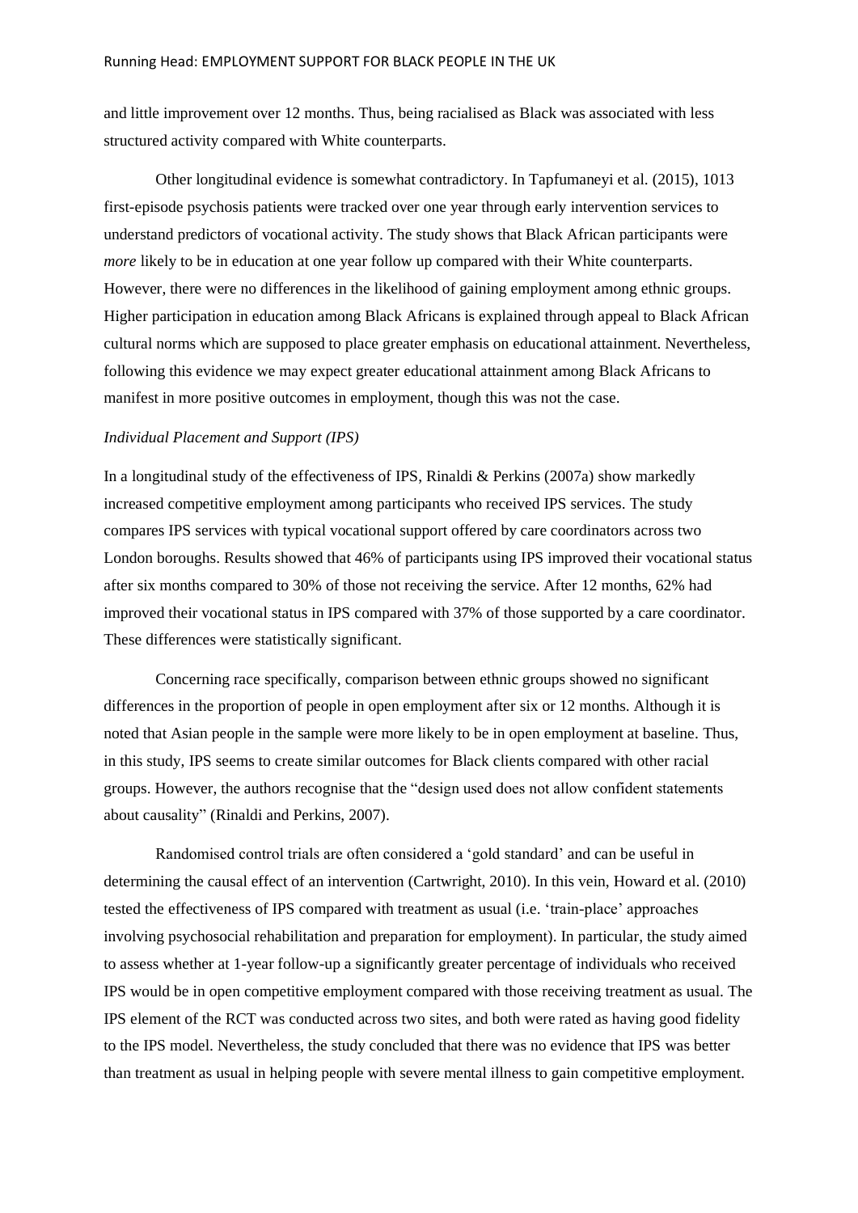and little improvement over 12 months. Thus, being racialised as Black was associated with less structured activity compared with White counterparts.

Other longitudinal evidence is somewhat contradictory. In Tapfumaneyi et al. (2015), 1013 first-episode psychosis patients were tracked over one year through early intervention services to understand predictors of vocational activity. The study shows that Black African participants were *more* likely to be in education at one year follow up compared with their White counterparts. However, there were no differences in the likelihood of gaining employment among ethnic groups. Higher participation in education among Black Africans is explained through appeal to Black African cultural norms which are supposed to place greater emphasis on educational attainment. Nevertheless, following this evidence we may expect greater educational attainment among Black Africans to manifest in more positive outcomes in employment, though this was not the case.

*Individual Placement and Support (IPS)*

In a longitudinal study of the effectiveness of IPS, Rinaldi & Perkins (2007a) show markedly increased competitive employment among participants who received IPS services. The study compares IPS services with typical vocational support offered by care coordinators across two London boroughs. Results showed that 46% of participants using IPS improved their vocational status after six months compared to 30% of those not receiving the service. After 12 months, 62% had improved their vocational status in IPS compared with 37% of those supported by a care coordinator. These differences were statistically significant.

Concerning race specifically, comparison between ethnic groups showed no significant differences in the proportion of people in open employment after six or 12 months. Although it is noted that Asian people in the sample were more likely to be in open employment at baseline. Thus, in this study, IPS seems to create similar outcomes for Black clients compared with other racial groups. However, the authors recognise that the "design used does not allow confident statements about causality" (Rinaldi and Perkins, 2007).

Randomised control trials are often considered a 'gold standard' and can be useful in determining the causal effect of an intervention (Cartwright, 2010). In this vein, Howard et al. (2010) tested the effectiveness of IPS compared with treatment as usual (i.e. 'train-place' approaches involving psychosocial rehabilitation and preparation for employment). In particular, the study aimed to assess whether at 1-year follow-up a significantly greater percentage of individuals who received IPS would be in open competitive employment compared with those receiving treatment as usual. The IPS element of the RCT was conducted across two sites, and both were rated as having good fidelity to the IPS model. Nevertheless, the study concluded that there was no evidence that IPS was better than treatment as usual in helping people with severe mental illness to gain competitive employment.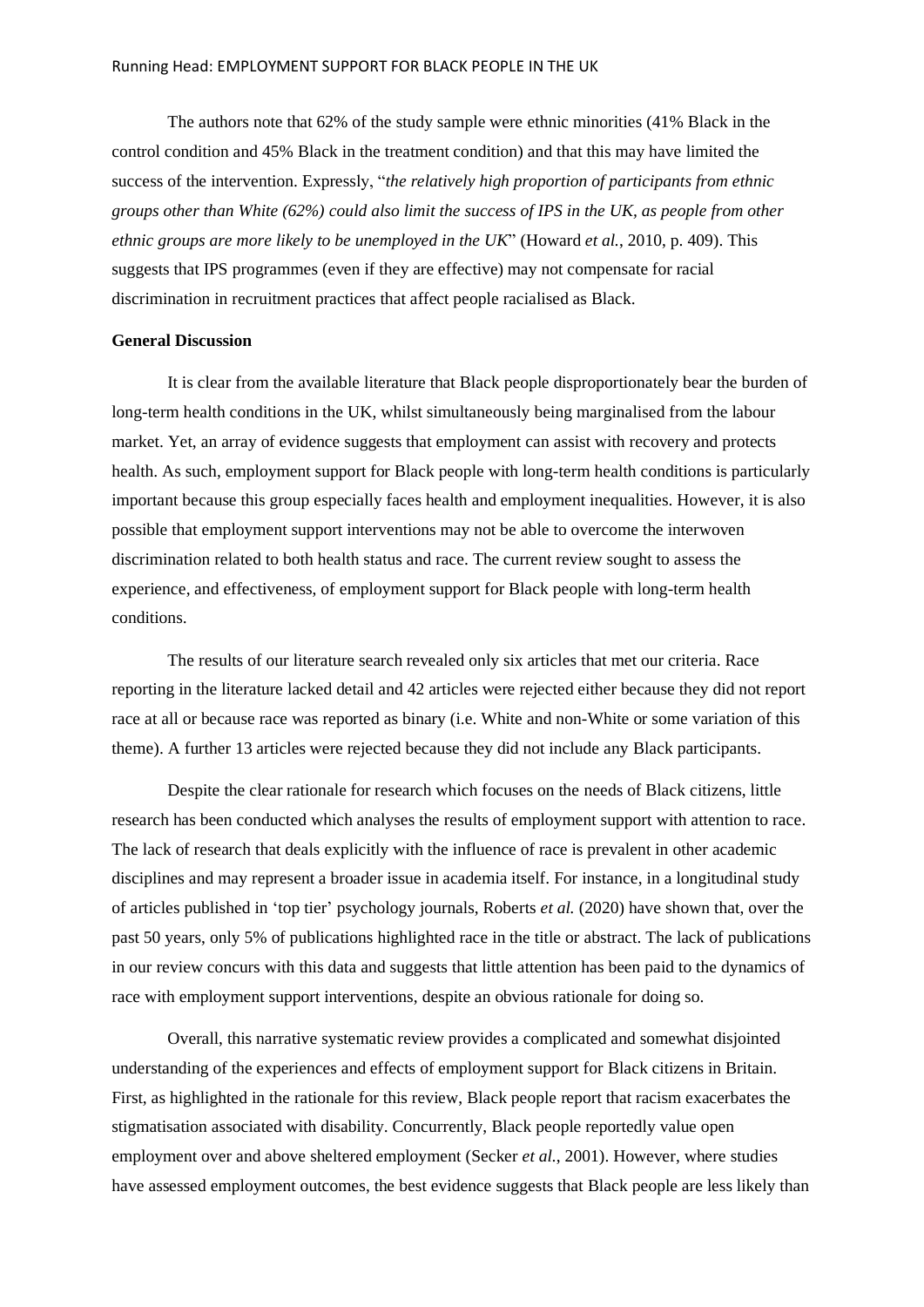The authors note that 62% of the study sample were ethnic minorities (41% Black in the control condition and 45% Black in the treatment condition) and that this may have limited the success of the intervention. Expressly, "*the relatively high proportion of participants from ethnic groups other than White (62%) could also limit the success of IPS in the UK, as people from other ethnic groups are more likely to be unemployed in the UK*" (Howard *et al.*, 2010, p. 409). This suggests that IPS programmes (even if they are effective) may not compensate for racial discrimination in recruitment practices that affect people racialised as Black.

**General Discussion**

It is clear from the available literature that Black people disproportionately bear the burden of long-term health conditions in the UK, whilst simultaneously being marginalised from the labour market. Yet, an array of evidence suggests that employment can assist with recovery and protects health. As such, employment support for Black people with long-term health conditions is particularly important because this group especially faces health and employment inequalities. However, it is also possible that employment support interventions may not be able to overcome the interwoven discrimination related to both health status and race. The current review sought to assess the experience, and effectiveness, of employment support for Black people with long-term health conditions.

The results of our literature search revealed only six articles that met our criteria. Race reporting in the literature lacked detail and 42 articles were rejected either because they did not report race at all or because race was reported as binary (i.e. White and non-White or some variation of this theme). A further 13 articles were rejected because they did not include any Black participants.

Despite the clear rationale for research which focuses on the needs of Black citizens, little research has been conducted which analyses the results of employment support with attention to race. The lack of research that deals explicitly with the influence of race is prevalent in other academic disciplines and may represent a broader issue in academia itself. For instance, in a longitudinal study of articles published in 'top tier' psychology journals, Roberts *et al.* (2020) have shown that, over the past 50 years, only 5% of publications highlighted race in the title or abstract. The lack of publications in our review concurs with this data and suggests that little attention has been paid to the dynamics of race with employment support interventions, despite an obvious rationale for doing so.

Overall, this narrative systematic review provides a complicated and somewhat disjointed understanding of the experiences and effects of employment support for Black citizens in Britain. First, as highlighted in the rationale for this review, Black people report that racism exacerbates the stigmatisation associated with disability. Concurrently, Black people reportedly value open employment over and above sheltered employment (Secker *et al.*, 2001). However, where studies have assessed employment outcomes, the best evidence suggests that Black people are less likely than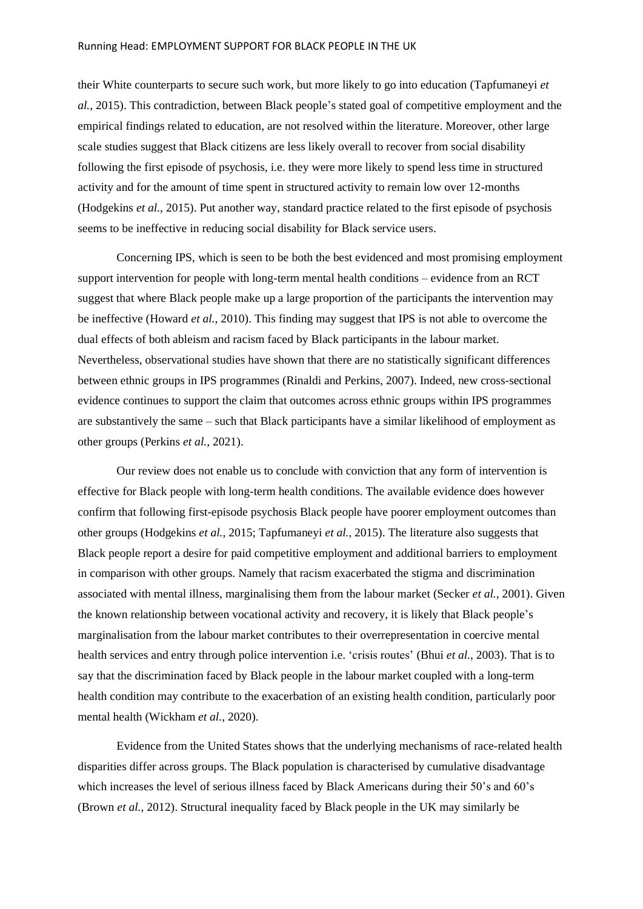their White counterparts to secure such work, but more likely to go into education (Tapfumaneyi *et al.*, 2015). This contradiction, between Black people's stated goal of competitive employment and the empirical findings related to education, are not resolved within the literature. Moreover, other large scale studies suggest that Black citizens are less likely overall to recover from social disability following the first episode of psychosis, i.e. they were more likely to spend less time in structured activity and for the amount of time spent in structured activity to remain low over 12-months (Hodgekins *et al.*, 2015). Put another way, standard practice related to the first episode of psychosis seems to be ineffective in reducing social disability for Black service users.

Concerning IPS, which is seen to be both the best evidenced and most promising employment support intervention for people with long-term mental health conditions – evidence from an RCT suggest that where Black people make up a large proportion of the participants the intervention may be ineffective (Howard *et al.*, 2010). This finding may suggest that IPS is not able to overcome the dual effects of both ableism and racism faced by Black participants in the labour market. Nevertheless, observational studies have shown that there are no statistically significant differences between ethnic groups in IPS programmes (Rinaldi and Perkins, 2007). Indeed, new cross-sectional evidence continues to support the claim that outcomes across ethnic groups within IPS programmes are substantively the same – such that Black participants have a similar likelihood of employment as other groups (Perkins *et al.*, 2021).

Our review does not enable us to conclude with conviction that any form of intervention is effective for Black people with long-term health conditions. The available evidence does however confirm that following first-episode psychosis Black people have poorer employment outcomes than other groups (Hodgekins *et al.*, 2015; Tapfumaneyi *et al.*, 2015). The literature also suggests that Black people report a desire for paid competitive employment and additional barriers to employment in comparison with other groups. Namely that racism exacerbated the stigma and discrimination associated with mental illness, marginalising them from the labour market (Secker *et al.*, 2001). Given the known relationship between vocational activity and recovery, it is likely that Black people's marginalisation from the labour market contributes to their overrepresentation in coercive mental health services and entry through police intervention i.e. 'crisis routes' (Bhui *et al.*, 2003). That is to say that the discrimination faced by Black people in the labour market coupled with a long-term health condition may contribute to the exacerbation of an existing health condition, particularly poor mental health (Wickham *et al.*, 2020).

Evidence from the United States shows that the underlying mechanisms of race-related health disparities differ across groups. The Black population is characterised by cumulative disadvantage which increases the level of serious illness faced by Black Americans during their 50's and 60's (Brown *et al.*, 2012). Structural inequality faced by Black people in the UK may similarly be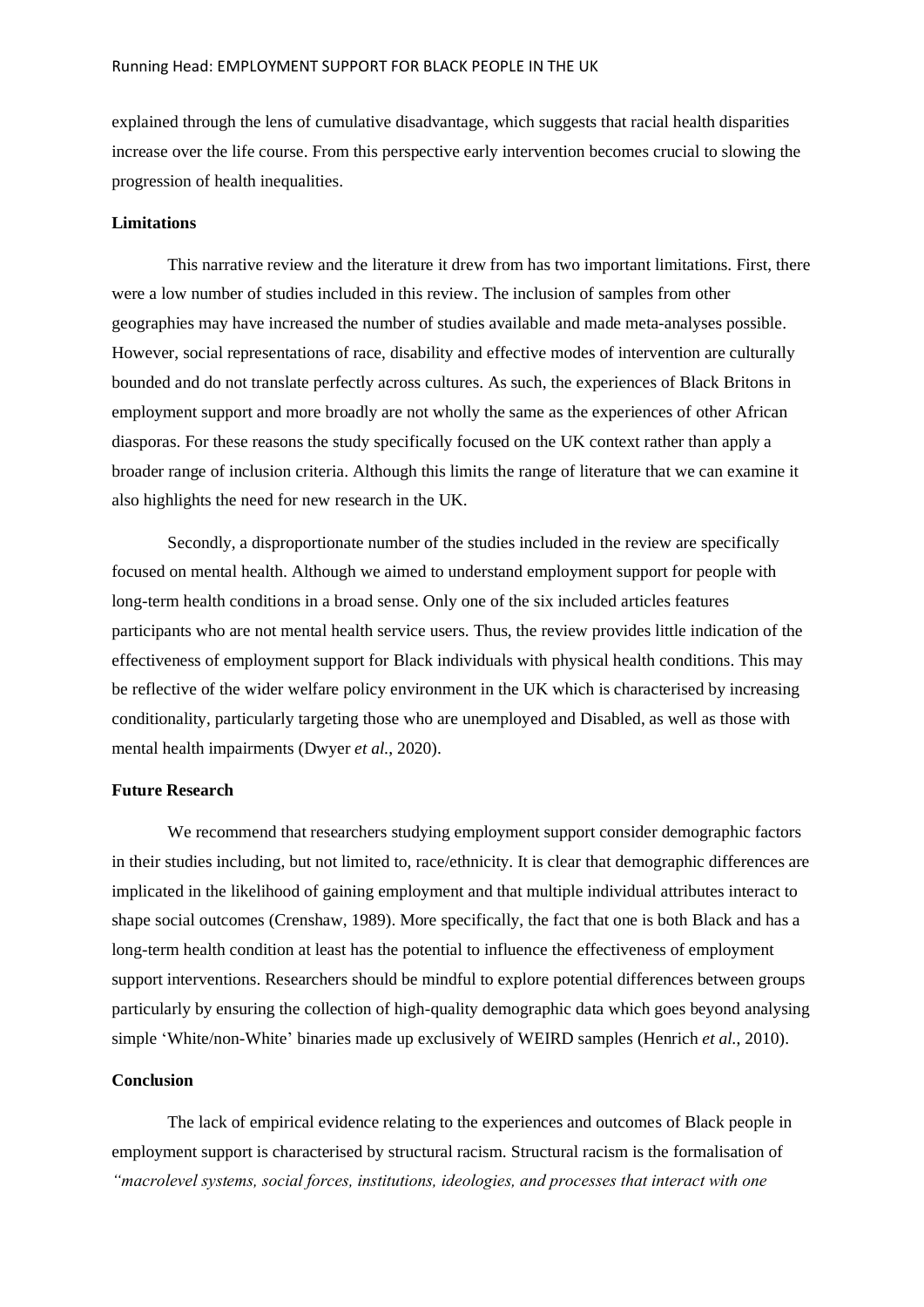explained through the lens of cumulative disadvantage, which suggests that racial health disparities increase over the life course. From this perspective early intervention becomes crucial to slowing the progression of health inequalities.

### Limitations

This narrative review and the literature it drew from has two important limitations. First, there were a low number of studies included in this review. The inclusion of samples from other geographies may have increased the number of studies available and made meta-analyses possible. However, social representations of race, disability and effective modes of intervention are culturally bounded and do not translate perfectly across cultures. As such, the experiences of Black Britons in employment support and more broadly are not wholly the same as the experiences of other African diasporas. For these reasons the study specifically focused on the UK context rather than apply a broader range of inclusion criteria. Although this limits the range of literature that we can examine it also highlights the need for new research in the UK.

Secondly, a disproportionate number of the studies included in the review are specifically focused on mental health. Although we aimed to understand employment support for people with long-term health conditions in a broad sense. Only one of the six included articles features participants who are not mental health service users. Thus, the review provides little indication of the effectiveness of employment support for Black individuals with physical health conditions. This may be reflective of the wider welfare policy environment in the UK which is characterised by increasing conditionality, particularly targeting those who are unemployed and Disabled, as well as those with mental health impairments (Dwyer *et al.,* 2020).

### Future Research

We recommend that researchers studying employment support consider demographic factors in their studies including, but not limited to, race/ethnicity. It is clear that demographic differences are implicated in the likelihood of gaining employment and that multiple individual attributes interact to shape social outcomes (Crenshaw, 1989). More specifically, the fact that one is both Black and has a long-term health condition at least has the potential to influence the effectiveness of employment support interventions. Researchers should be mindful to explore potential differences between groups particularly by ensuring the collection of high-quality demographic data which goes beyond analysing simple 'White/non-White' binaries made up exclusively of WEIRD samples (Henrich *et al.*, 2010).

### Conclusion

The lack of empirical evidence relating to the experiences and outcomes of Black people in employment support is characterised by structural racism. Structural racism is the formalisation of *"macrolevel systems, social forces, institutions, ideologies, and processes that interact with one*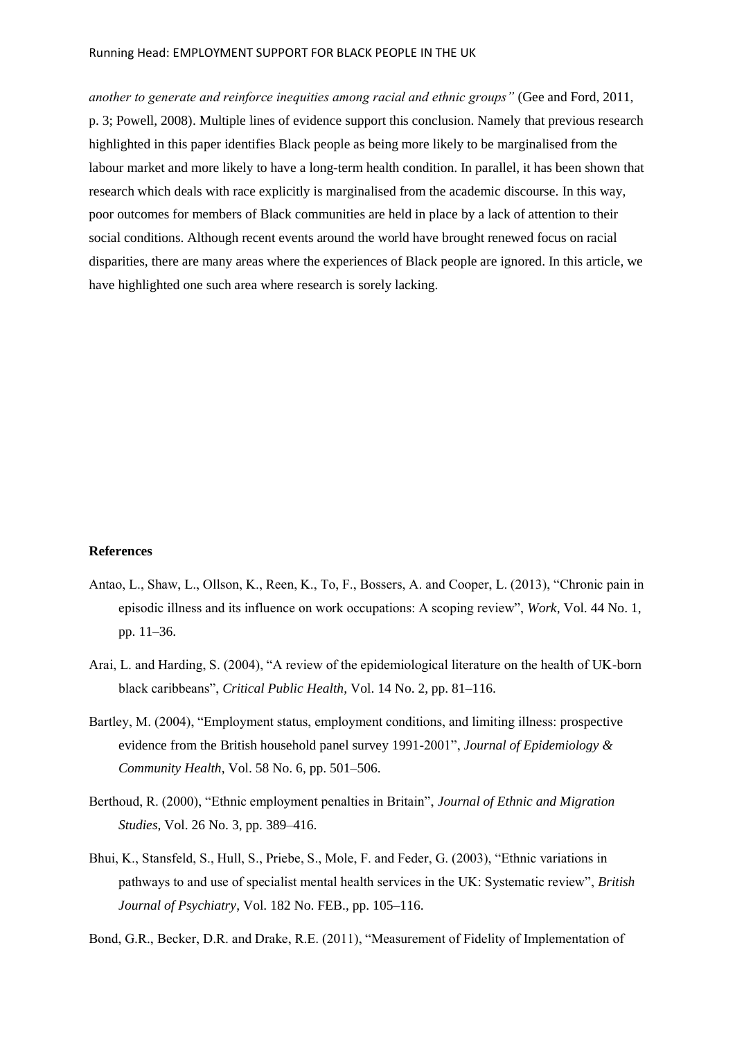*another to generate and reinforce inequities among racial and ethnic groups"* (Gee and Ford, 2011, p. 3; Powell, 2008). Multiple lines of evidence support this conclusion. Namely that previous research highlighted in this paper identifies Black people as being more likely to be marginalised from the labour market and more likely to have a long-term health condition. In parallel, it has been shown that research which deals with race explicitly is marginalised from the academic discourse. In this way, poor outcomes for members of Black communities are held in place by a lack of attention to their social conditions. Although recent events around the world have brought renewed focus on racial disparities, there are many areas where the experiences of Black people are ignored. In this article, we have highlighted one such area where research is sorely lacking.

**References**

Antao, L., Shaw, L., Ollson, K., Reen, K., To, F., Bossers, A. and Cooper, L. (2013), "Chronic pain in episodic illness and its influence on work occupations: A scoping review", *Work*, Vol. 44 No. 1, pp. 11–36.

Arai, L. and Harding, S. (2004), "A review of the epidemiological literature on the health of UK-born black caribbeans", *Critical Public Health*, Vol. 14 No. 2, pp. 81–116.

Bartley, M. (2004), "Employment status, employment conditions, and limiting illness: prospective evidence from the British household panel survey 1991-2001", *Journal of Epidemiology & Community Health*, Vol. 58 No. 6, pp. 501–506.

Berthoud, R. (2000), "Ethnic employment penalties in Britain", *Journal of Ethnic and Migration Studies*, Vol. 26 No. 3, pp. 389–416.

Bhui, K., Stansfeld, S., Hull, S., Priebe, S., Mole, F. and Feder, G. (2003), "Ethnic variations in pathways to and use of specialist mental health services in the UK: Systematic review", *British Journal of Psychiatry*, Vol. 182 No. FEB., pp. 105–116.

Bond, G.R., Becker, D.R. and Drake, R.E. (2011), "Measurement of Fidelity of Implementation of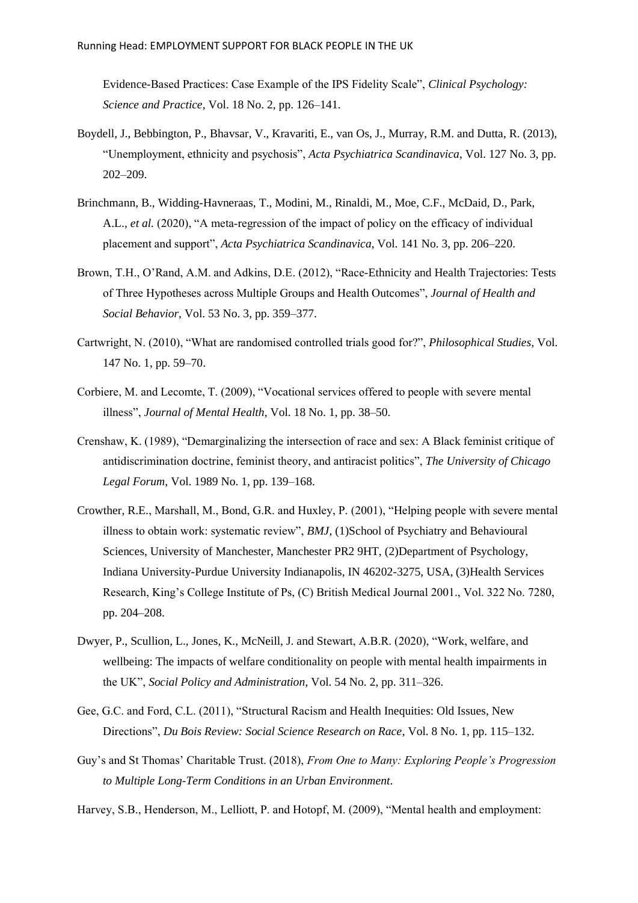Evidence-Based Practices: Case Example of the IPS Fidelity Scale", *Clinical Psychology: Science and Practice*, Vol. 18 No. 2, pp. 126–141.

Boydell, J., Bebbington, P., Bhavsar, V., Kravariti, E., van Os, J., Murray, R.M. and Dutta, R. (2013), "Unemployment, ethnicity and psychosis", *Acta Psychiatrica Scandinavica*, Vol. 127 No. 3, pp. 202–209.

Brinchmann, B., Widding-Havneraas, T., Modini, M., Rinaldi, M., Moe, C.F., McDaid, D., Park, A.L., *et al.* (2020), "A meta-regression of the impact of policy on the efficacy of individual placement and support", *Acta Psychiatrica Scandinavica*, Vol. 141 No. 3, pp. 206–220.

Brown, T.H., O'Rand, A.M. and Adkins, D.E. (2012), "Race-Ethnicity and Health Trajectories: Tests of Three Hypotheses across Multiple Groups and Health Outcomes", *Journal of Health and Social Behavior*, Vol. 53 No. 3, pp. 359–377.

Cartwright, N. (2010), "What are randomised controlled trials good for?", *Philosophical Studies*, Vol. 147 No. 1, pp. 59–70.

Corbiere, M. and Lecomte, T. (2009), "Vocational services offered to people with severe mental illness", *Journal of Mental Health*, Vol. 18 No. 1, pp. 38–50.

Crenshaw, K. (1989), "Demarginalizing the intersection of race and sex: A Black feminist critique of antidiscrimination doctrine, feminist theory, and antiracist politics", *The University of Chicago Legal Forum*, Vol. 1989 No. 1, pp. 139–168.

Crowther, R.E., Marshall, M., Bond, G.R. and Huxley, P. (2001), "Helping people with severe mental illness to obtain work: systematic review", *BMJ*, (1)School of Psychiatry and Behavioural Sciences, University of Manchester, Manchester PR2 9HT, (2)Department of Psychology, Indiana University-Purdue University Indianapolis, IN 46202-3275, USA, (3)Health Services Research, King's College Institute of Ps, (C) British Medical Journal 2001., Vol. 322 No. 7280, pp. 204–208.

Dwyer, P., Scullion, L., Jones, K., McNeill, J. and Stewart, A.B.R. (2020), "Work, welfare, and wellbeing: The impacts of welfare conditionality on people with mental health impairments in the UK", *Social Policy and Administration*, Vol. 54 No. 2, pp. 311–326.

Gee, G.C. and Ford, C.L. (2011), "Structural Racism and Health Inequities: Old Issues, New Directions", *Du Bois Review: Social Science Research on Race*, Vol. 8 No. 1, pp. 115–132.

Guy's and St Thomas' Charitable Trust. (2018), *From One to Many: Exploring People's Progression to Multiple Long-Term Conditions in an Urban Environment*.

Harvey, S.B., Henderson, M., Lelliott, P. and Hotopf, M. (2009), "Mental health and employment: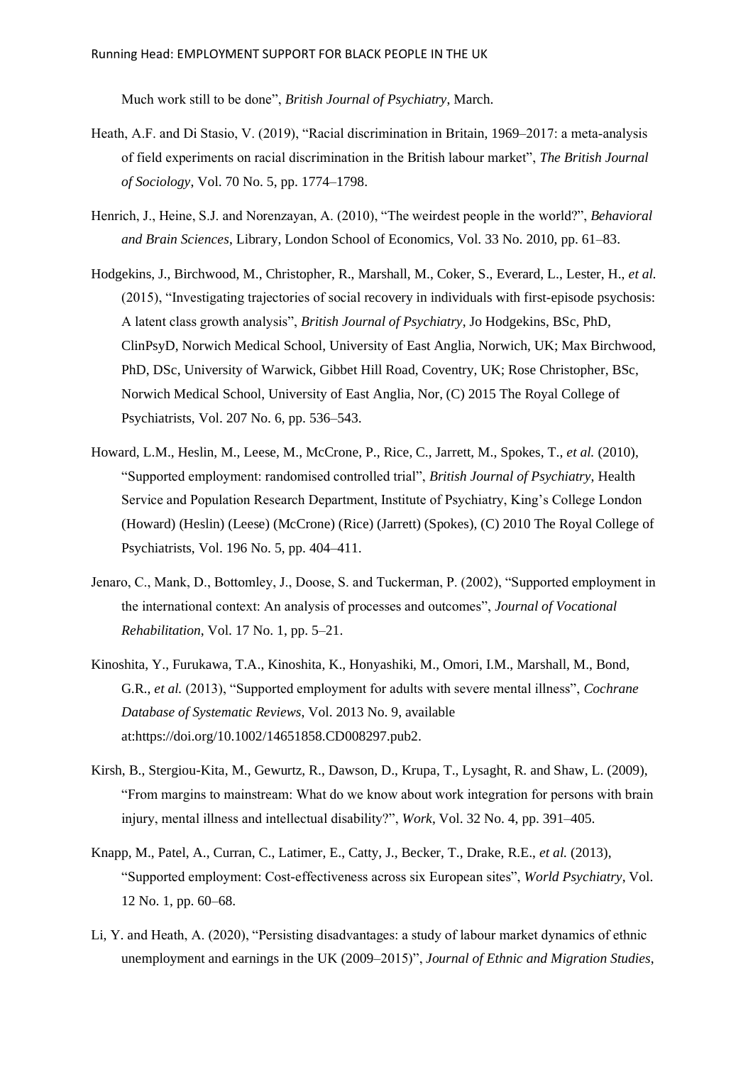Much work still to be done", *British Journal of Psychiatry*, March.

Heath, A.F. and Di Stasio, V. (2019), "Racial discrimination in Britain, 1969–2017: a meta-analysis of field experiments on racial discrimination in the British labour market", *The British Journal of Sociology*, Vol. 70 No. 5, pp. 1774–1798.

Henrich, J., Heine, S.J. and Norenzayan, A. (2010), "The weirdest people in the world?", *Behavioral and Brain Sciences*, Library, London School of Economics, Vol. 33 No. 2010, pp. 61–83.

Hodgekins, J., Birchwood, M., Christopher, R., Marshall, M., Coker, S., Everard, L., Lester, H., *et al.* (2015), "Investigating trajectories of social recovery in individuals with first-episode psychosis: A latent class growth analysis", *British Journal of Psychiatry*, Jo Hodgekins, BSc, PhD, ClinPsyD, Norwich Medical School, University of East Anglia, Norwich, UK; Max Birchwood, PhD, DSc, University of Warwick, Gibbet Hill Road, Coventry, UK; Rose Christopher, BSc, Norwich Medical School, University of East Anglia, Nor, (C) 2015 The Royal College of Psychiatrists, Vol. 207 No. 6, pp. 536–543.

Howard, L.M., Heslin, M., Leese, M., McCrone, P., Rice, C., Jarrett, M., Spokes, T., *et al.* (2010), "Supported employment: randomised controlled trial", *British Journal of Psychiatry*, Health Service and Population Research Department, Institute of Psychiatry, King's College London (Howard) (Heslin) (Leese) (McCrone) (Rice) (Jarrett) (Spokes), (C) 2010 The Royal College of Psychiatrists, Vol. 196 No. 5, pp. 404–411.

Jenaro, C., Mank, D., Bottomley, J., Doose, S. and Tuckerman, P. (2002), "Supported employment in the international context: An analysis of processes and outcomes", *Journal of Vocational Rehabilitation*, Vol. 17 No. 1, pp. 5–21.

Kinoshita, Y., Furukawa, T.A., Kinoshita, K., Honyashiki, M., Omori, I.M., Marshall, M., Bond, G.R., *et al.* (2013), "Supported employment for adults with severe mental illness", *Cochrane Database of Systematic Reviews*, Vol. 2013 No. 9, available at:https://doi.org/10.1002/14651858.CD008297.pub2.

Kirsh, B., Stergiou-Kita, M., Gewurtz, R., Dawson, D., Krupa, T., Lysaght, R. and Shaw, L. (2009), "From margins to mainstream: What do we know about work integration for persons with brain injury, mental illness and intellectual disability?", *Work*, Vol. 32 No. 4, pp. 391–405.

Knapp, M., Patel, A., Curran, C., Latimer, E., Catty, J., Becker, T., Drake, R.E., *et al.* (2013), "Supported employment: Cost-effectiveness across six European sites", *World Psychiatry*, Vol. 12 No. 1, pp. 60–68.

Li, Y. and Heath, A. (2020), "Persisting disadvantages: a study of labour market dynamics of ethnic unemployment and earnings in the UK (2009–2015)", *Journal of Ethnic and Migration Studies*,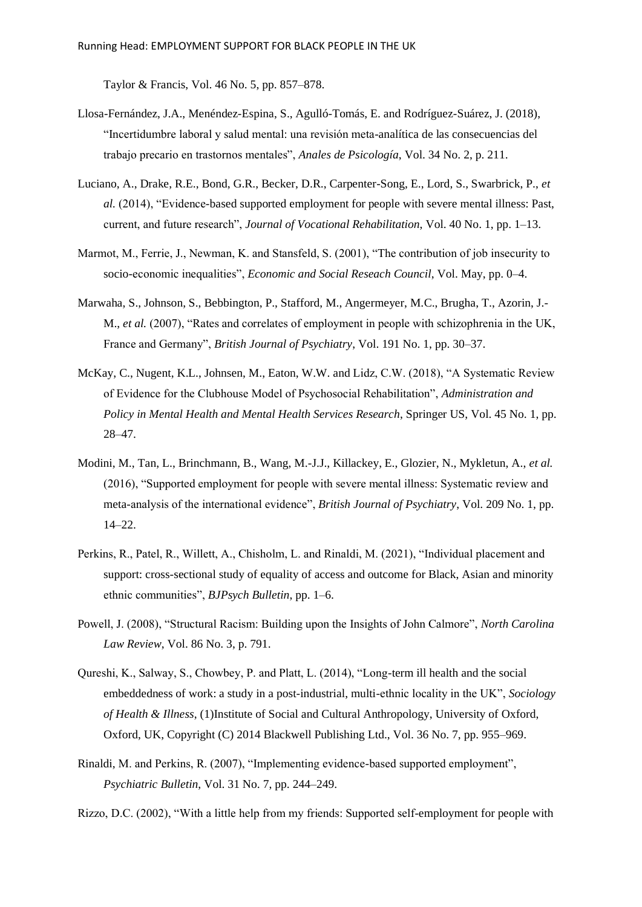Taylor & Francis, Vol. 46 No. 5, pp. 857–878.

Llosa-Fernández, J.A., Menéndez-Espina, S., Agulló-Tomás, E. and Rodríguez-Suárez, J. (2018), "Incertidumbre laboral y salud mental: una revisión meta-analítica de las consecuencias del trabajo precario en trastornos mentales", *Anales de Psicología*, Vol. 34 No. 2, p. 211.

Luciano, A., Drake, R.E., Bond, G.R., Becker, D.R., Carpenter-Song, E., Lord, S., Swarbrick, P., *et al.* (2014), "Evidence-based supported employment for people with severe mental illness: Past, current, and future research", *Journal of Vocational Rehabilitation*, Vol. 40 No. 1, pp. 1–13.

Marmot, M., Ferrie, J., Newman, K. and Stansfeld, S. (2001), "The contribution of job insecurity to socio-economic inequalities", *Economic and Social Reseach Council*, Vol. May, pp. 0–4.

Marwaha, S., Johnson, S., Bebbington, P., Stafford, M., Angermeyer, M.C., Brugha, T., Azorin, J.-M., *et al.* (2007), "Rates and correlates of employment in people with schizophrenia in the UK, France and Germany", *British Journal of Psychiatry*, Vol. 191 No. 1, pp. 30–37.

McKay, C., Nugent, K.L., Johnsen, M., Eaton, W.W. and Lidz, C.W. (2018), "A Systematic Review of Evidence for the Clubhouse Model of Psychosocial Rehabilitation", *Administration and Policy in Mental Health and Mental Health Services Research*, Springer US, Vol. 45 No. 1, pp. 28–47.

Modini, M., Tan, L., Brinchmann, B., Wang, M.-J.J., Killackey, E., Glozier, N., Mykletun, A., *et al.* (2016), "Supported employment for people with severe mental illness: Systematic review and meta-analysis of the international evidence", *British Journal of Psychiatry*, Vol. 209 No. 1, pp. 14–22.

Perkins, R., Patel, R., Willett, A., Chisholm, L. and Rinaldi, M. (2021), "Individual placement and support: cross-sectional study of equality of access and outcome for Black, Asian and minority ethnic communities", *BJPsych Bulletin*, pp. 1–6.

Powell, J. (2008), "Structural Racism: Building upon the Insights of John Calmore", *North Carolina Law Review*, Vol. 86 No. 3, p. 791.

Qureshi, K., Salway, S., Chowbey, P. and Platt, L. (2014), "Long-term ill health and the social embeddedness of work: a study in a post-industrial, multi-ethnic locality in the UK", *Sociology of Health & Illness*, (1)Institute of Social and Cultural Anthropology, University of Oxford, Oxford, UK, Copyright (C) 2014 Blackwell Publishing Ltd., Vol. 36 No. 7, pp. 955–969.

Rinaldi, M. and Perkins, R. (2007), "Implementing evidence-based supported employment", *Psychiatric Bulletin*, Vol. 31 No. 7, pp. 244–249.

Rizzo, D.C. (2002), "With a little help from my friends: Supported self-employment for people with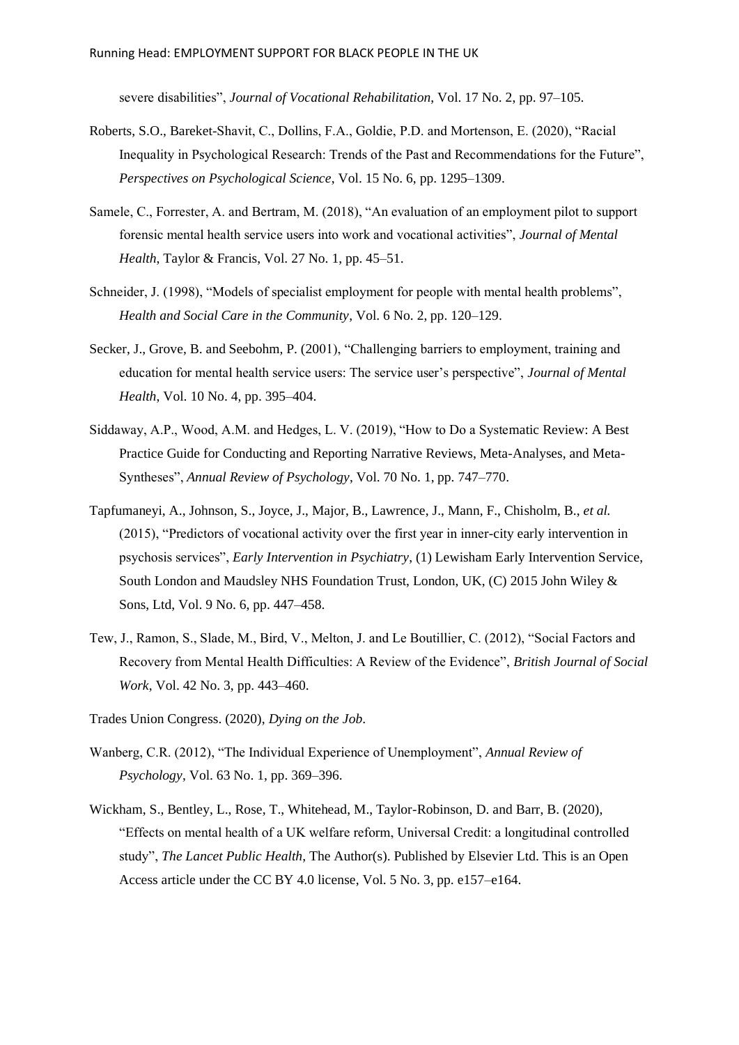severe disabilities", *Journal of Vocational Rehabilitation*, Vol. 17 No. 2, pp. 97–105.

Roberts, S.O., Bareket-Shavit, C., Dollins, F.A., Goldie, P.D. and Mortenson, E. (2020), "Racial Inequality in Psychological Research: Trends of the Past and Recommendations for the Future", *Perspectives on Psychological Science*, Vol. 15 No. 6, pp. 1295–1309.

Samele, C., Forrester, A. and Bertram, M. (2018), "An evaluation of an employment pilot to support forensic mental health service users into work and vocational activities", *Journal of Mental Health*, Taylor & Francis, Vol. 27 No. 1, pp. 45–51.

Schneider, J. (1998), "Models of specialist employment for people with mental health problems", *Health and Social Care in the Community*, Vol. 6 No. 2, pp. 120–129.

Secker, J., Grove, B. and Seebohm, P. (2001), "Challenging barriers to employment, training and education for mental health service users: The service user's perspective", *Journal of Mental Health*, Vol. 10 No. 4, pp. 395–404.

Siddaway, A.P., Wood, A.M. and Hedges, L. V. (2019), "How to Do a Systematic Review: A Best Practice Guide for Conducting and Reporting Narrative Reviews, Meta-Analyses, and Meta-Syntheses", *Annual Review of Psychology*, Vol. 70 No. 1, pp. 747–770.

Tapfumaneyi, A., Johnson, S., Joyce, J., Major, B., Lawrence, J., Mann, F., Chisholm, B., *et al.* (2015), "Predictors of vocational activity over the first year in inner-city early intervention in psychosis services", *Early Intervention in Psychiatry*, (1) Lewisham Early Intervention Service, South London and Maudsley NHS Foundation Trust, London, UK, (C) 2015 John Wiley & Sons, Ltd, Vol. 9 No. 6, pp. 447–458.

Tew, J., Ramon, S., Slade, M., Bird, V., Melton, J. and Le Boutillier, C. (2012), "Social Factors and Recovery from Mental Health Difficulties: A Review of the Evidence", *British Journal of Social Work*, Vol. 42 No. 3, pp. 443–460.

Trades Union Congress. (2020), *Dying on the Job*.

Wanberg, C.R. (2012), "The Individual Experience of Unemployment", *Annual Review of Psychology*, Vol. 63 No. 1, pp. 369–396.

Wickham, S., Bentley, L., Rose, T., Whitehead, M., Taylor-Robinson, D. and Barr, B. (2020), "Effects on mental health of a UK welfare reform, Universal Credit: a longitudinal controlled study", *The Lancet Public Health*, The Author(s). Published by Elsevier Ltd. This is an Open Access article under the CC BY 4.0 license, Vol. 5 No. 3, pp. e157–e164.